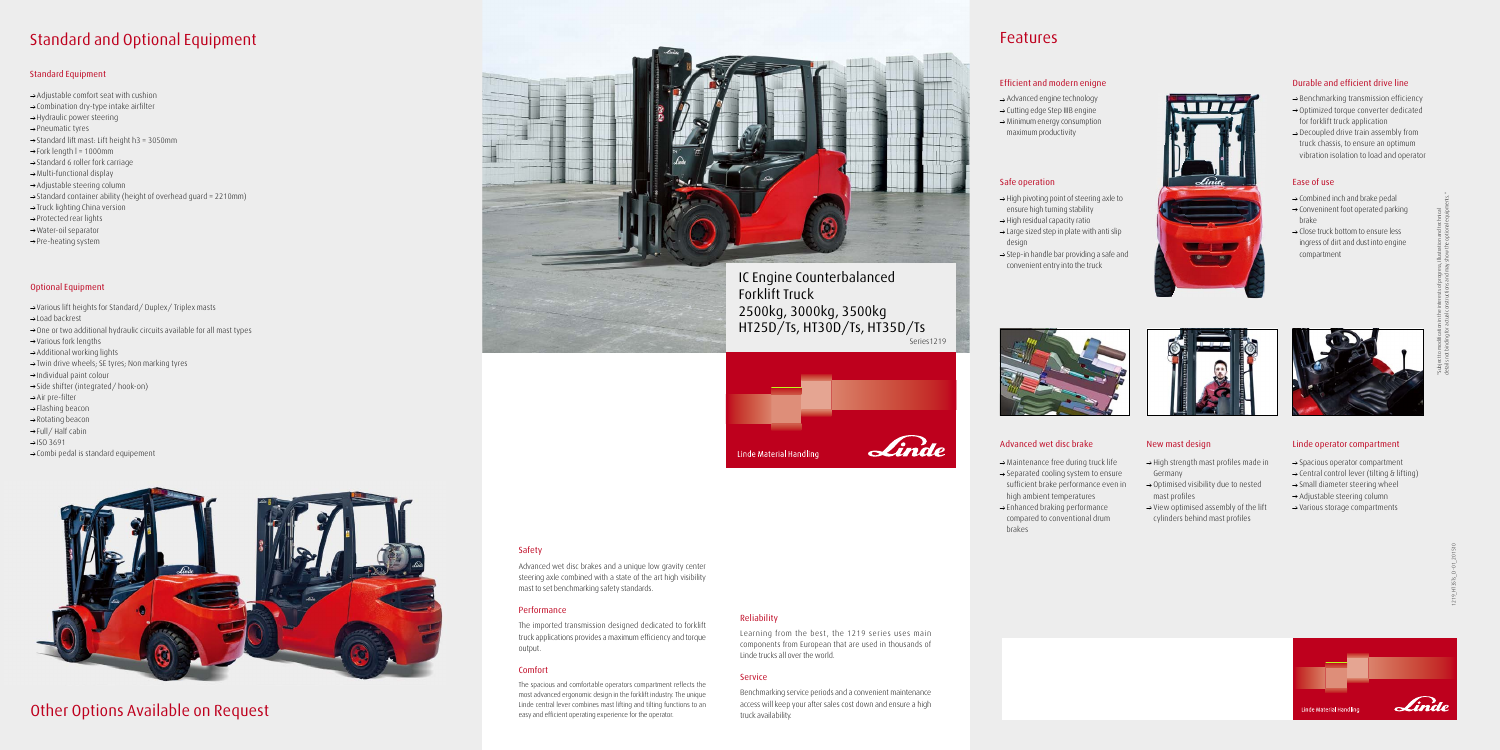# Standard and Optional Equipment

## Standard Equipment

- Adjustable comfort seat with cushion
- Combination dry-type intake airfilter
- Hydraulic power steering
- Pneumatic tyres
- Standard lift mast: Lift height h3 = 3050mm
- Fork length l = 1000mm
- Standard 6 roller fork carriage
- Multi-functional display
- Adjustable steering column
- Standard container ability (height of overhead guard = 2210mm)
- Truck lighting China version
- Protected rear lights
- Water-oil separator
- Pre-heating system

## Optional Equipment

- Various lift heights for Standard / Duplex / Triplex masts
- Load backrest
- One or two additional hydraulic circuits available for all mast types
- Various fork lengths
- Additional working lights
- Twin drive wheels; SE tyres; Non marking tyres
- Individual paint colour
- Side shifter (integrated / hook-on)
- Air pre-filter
- Flashing beacon
- Rotating beacon
- Full / Half cabin
- ISO 3691
- Combi pedal is standard equipement

# Other Options Available on Request

## Safety

Advanced wet disc brakes and a unique low gravity center steering axle combined with a state of the art high visibility mast to set benchmarking safety standards.

## Performance

The imported transmission designed dedicated to forklift truck applications provides a maximum efficiency and torque output.

## Comfort

The spacious and comfortable operators compartment reflects the most advanced ergonomic design in the forklift industry. The unique Linde central lever combines mast lifting and tilting functions to an easy and efficient operating experience for the operator.

## Reliability

Learning from the best, the 1219 series uses main components from European that are used in thousands of Linde trucks all over the world.

## Service

Benchmarking service periods and a convenient maintenance access will keep your after sales cost down and ensure a high truck availability.

# IC Engine Counterbalanced Forklift Truck
2500kg, 3000kg, 3500kg
HT25D/Ts, HT30D/Ts, HT35D/Ts

Series1219

Linde Material Handling

# Features

## Efficient and modern enigne

- Advanced engine technology
- Cutting edge Step IIIB engine
- Minimum energy consumption maximum productivity

## Safe operation

- High pivoting point of steering axle to ensure high turning stability
- High residual capacity ratio
- Large sized step in plate with anti slip design
- Step-in handle bar providing a safe and convenient entry into the truck

## Durable and efficient drive line

- Benchmarking transmission efficiency
- Optimized torque converter dedicated for forklift truck application
- Decoupled drive train assembly from truck chassis, to ensure an optimum vibration isolation to load and operator

## Ease of use

- Combined inch and brake pedal
- Convenient foot operated parking brake
- Close truck bottom to ensure less ingress of dirt and dust into engine compartment

## Advanced wet disc brake

- Maintenance free during truck life
- Separated cooling system to ensure sufficient brake performance even in high ambient temperatures
- Enhanced braking performance compared to conventional drum brakes

## New mast design

- High strength mast profiles made in Germany
- Optimised visibility due to nested mast profiles
- View optimised assembly of the lift cylinders behind mast profiles

## Linde operator compartment

- Spacious operator compartment
- Central control lever (tilting & lifting)
- Small diameter steering wheel
- Adjustable steering column
- Various storage compartments

"Subject to modifications in the interest of progress. Illustrations and technical details not binding for actual constructions and may show the optional equipments."

1219_HT35_D_01_201510

Linde Material Handling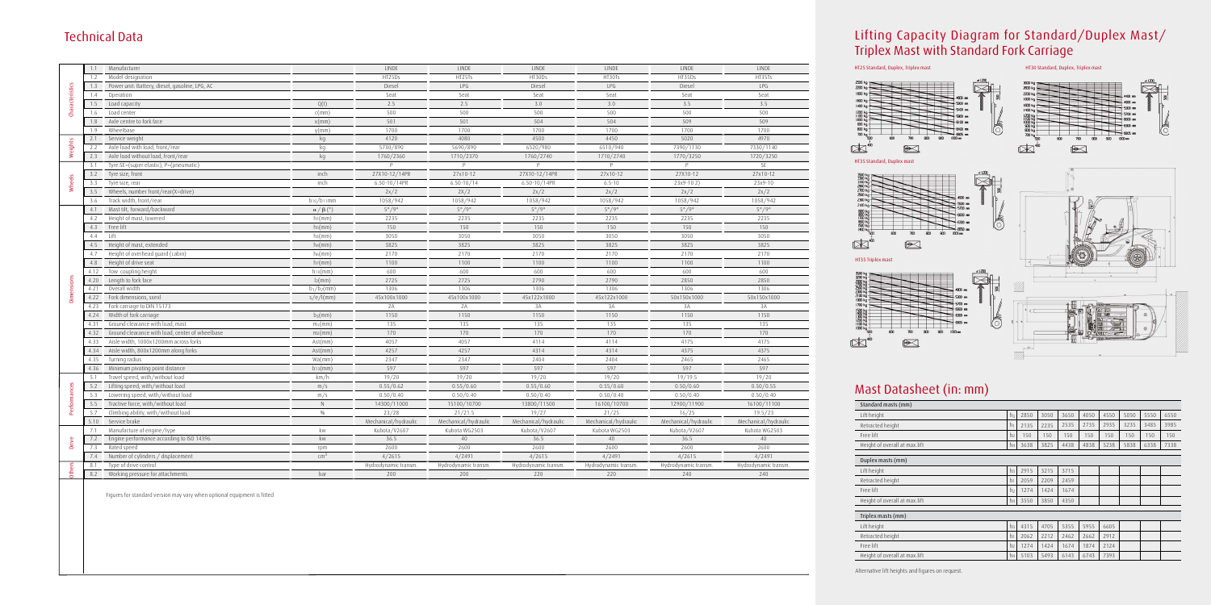# Technical Data

| | | | | | | | | | |
|---|---|---|---|---|---|---|---|---|---|
| Characteristics | 1.1 | Manufacturer | | LINDE | LINDE | LINDE | LINDE | LINDE | LINDE |
| | 1.2 | Model designation | | HT25Ds | HT25Ts | HT30Ds | HT30Ts | HT35Ds | HT35Ts |
| | 1.3 | Power unit: Battery, diesel, gasoline, LPG, AC | | Diesel | LPG | Diesel | LPG | Diesel | LPG |
| | 1.4 | Operation | | Seat | Seat | Seat | Seat | Seat | Seat |
| | 1.5 | Load capacity | Q(t) | 2.5 | 2.5 | 3.0 | 3.0 | 3.5 | 3.5 |
| | 1.6 | Load center | c(mm) | 500 | 500 | 500 | 500 | 500 | 500 |
| | 1.8 | Axle centre to fork face | x(mm) | 501 | 501 | 504 | 504 | 509 | 509 |
| | 1.9 | Wheelbase | y(mm) | 1700 | 1700 | 1700 | 1700 | 1700 | 1700 |
| Weights | 2.1 | Service weight | kg | 4120 | 4080 | 4500 | 4450 | 5020 | 4970 |
| | 2.2 | Axle load with load, front/rear | kg | 5730/890 | 5690/890 | 6520/980 | 6510/940 | 7390/1130 | 7330/1140 |
| | 2.3 | Axle load without load, front/rear | kg | 1760/2360 | 1710/2370 | 1760/2740 | 1710/2740 | 1770/3250 | 1720/3250 |
| Wheels | 3.1 | Tyre:SE=(super elastic), P=(pneumatic) | | P | P | P | P | P | SE |
| | 3.2 | Tyre size, front | inch | 27X10-12/14PR | 27x10-12 | 27X10-12/14PR | 27x10-12 | 27x10-12 | 27x10-12 |
| | 3.3 | Tyre size, rear | inch | 6.50-10/14PR | 6.50-10/14 | 6.50-10/14PR | 6.5-10 | 23x9-10 2) | 23x9-10 |
| | 3.5 | Wheels, number front/rear(X=drive) | | 2x/2 | 2x/2 | 2x/2 | 2x/2 | 2x/2 | 2x/2 |
| | 3.6 | Track width, front/rear | $b_{10}/b_{11}$ mm | 1058/942 | 1058/942 | 1058/942 | 1058/942 | 1058/942 | 1058/942 |
| Dimensions | 4.1 | Mast tilt, forward/backward | $\alpha$ / $\beta$ (°) | 5°/9° | 5°/9° | 5°/9° | 5°/9° | 5°/9° | 5°/9° |
| | 4.2 | Height of mast, lowered | $h_1$(mm) | 2235 | 2235 | 2235 | 2235 | 2235 | 2235 |
| | 4.3 | Free lift | $h_2$(mm) | 150 | 150 | 150 | 150 | 150 | 150 |
| | 4.4 | Lift | $h_3$(mm) | 3050 | 3050 | 3050 | 3050 | 3050 | 3050 |
| | 4.5 | Height of mast, extended | $h_4$(mm) | 3825 | 3825 | 3825 | 3825 | 3825 | 3825 |
| | 4.7 | Height of overhead guard (cabin) | $h_6$(mm) | 2170 | 2170 | 2170 | 2170 | 2170 | 2170 |
| | 4.8 | Height of drive seat | $h_7$(mm) | 1100 | 1100 | 1100 | 1100 | 1100 | 1100 |
| | 4.12 | Tow coupling height | $h_{10}$(mm) | 600 | 600 | 600 | 600 | 600 | 600 |
| | 4.20 | Length to fork face | $l_2$(mm) | 2725 | 2725 | 2790 | 2790 | 2850 | 2850 |
| | 4.21 | Overall width | $b_1/b_2$(mm) | 1306 | 1306 | 1306 | 1306 | 1306 | 1306 |
| | 4.22 | Fork dimensions, sxexl | s/e/l(mm) | 45x100x1000 | 45x100x1000 | 45x122x1000 | 45x122x1000 | 50x150x1000 | 50x150x1000 |
| | 4.23 | Fork carriage to DIN 15173 | | 2A | 2A | 3A | 3A | 3A | 3A |
| | 4.24 | Width of fork carriage | $b_3$(mm) | 1150 | 1150 | 1150 | 1150 | 1150 | 1150 |
| | 4.31 | Ground clearance with load, mast | $m_1$(mm) | 135 | 135 | 135 | 135 | 135 | 135 |
| | 4.32 | Ground clearance with load, center of wheelbase | $m_2$(mm) | 170 | 170 | 170 | 170 | 170 | 170 |
| | 4.33 | Aisle width, 1000x1200mm across forks | Ast(mm) | 4057 | 4057 | 4114 | 4114 | 4175 | 4175 |
| | 4.34 | Aisle width, 800x1200mm along forks | Ast(mm) | 4257 | 4257 | 4314 | 4314 | 4375 | 4375 |
| | 4.35 | Turning radius | Wa(mm) | 2347 | 2347 | 2404 | 2404 | 2465 | 2465 |
| | 4.36 | Minimum pivoting point distance | $b_{13}$(mm) | 597 | 597 | 597 | 597 | 597 | 597 |
| Performances | 5.1 | Travel speed, with/without load | km/h | 19/20 | 19/20 | 19/20 | 19/20 | 19/19.5 | 19/20 |
| | 5.2 | Lifting speed, with/without load | m/s | 0.55/0.62 | 0.55/0.60 | 0.55/0.60 | 0.55/0.60 | 0.50/0.60 | 0.50/0.55 |
| | 5.3 | Lowering speed, with/without load | m/s | 0.50/0.40 | 0.50/0.40 | 0.50/0.40 | 0.50/0.40 | 0.50/0.40 | 0.50/0.40 |
| | 5.5 | Tractive force, with/without load | N | 14300/11000 | 15100/10700 | 13800/11500 | 16100/10700 | 12900/11900 | 16100/11100 |
| | 5.7 | Climbing ability, with/without load | % | 23/28 | 21/21.5 | 19/27 | 21/25 | 16/25 | 19.5/23 |
| | 5.10 | Service brake | | Mechanical/hydraulic | Mechanical/hydraulic | Mechanical/hydraulic | Mechanical/hydraulic | Mechanical/hydraulic | Mechanical/hydraulic |
| Drive | 7.1 | Manufacturer of engine/type | kw | Kubota/V2607 | Kubota WG2503 | Kubota/V2607 | Kubota WG2503 | Kubota/V2607 | Kubota WG2503 |
| | 7.2 | Engine performance according to ISO 14396 | kw | 36.5 | 40 | 36.5 | 40 | 36.5 | 40 |
| | 7.3 | Rated speed | rpm | 2600 | 2600 | 2600 | 2600 | 2600 | 2600 |
| | 7.4 | Number of cylinders / displacement | cm³ | 4/2615 | 4/2491 | 4/2615 | 4/2491 | 4/2615 | 4/2491 |
| Others | 8.1 | Type of drive control | | Hydrodynamic transm. | Hydrodynamic transm. | Hydrodynamic transm. | Hydrodynamic transm. | Hydrodynamic transm. | Hydrodynamic transm. |
| | 8.2 | Working pressure for attachments | bar | 200 | 200 | 220 | 220 | 240 | 240 |

Figures for standard version may vary when optional equipment is fitted

# Lifting Capacity Diagram for Standard/Duplex Mast/ Triplex Mast with Standard Fork Carriage

HT25 Standard, Duplex, Triplex mast

HT30 Standard, Duplex, Triplex mast

HT35 Standard, Duplex mast

HT35 Triplex mast

# Mast Datasheet (in: mm)

| Standard masts (mm) | | | | | | | | | |
|---|---|---|---|---|---|---|---|---|---|
| Lift height | $h_3$ | 2850 | 3050 | 3650 | 4050 | 4550 | 5050 | 5550 | 6550 |
| Retracted height | $h_1$ | 2135 | 2235 | 2535 | 2735 | 2935 | 3235 | 3485 | 3985 |
| Free lift | $h_2$ | 150 | 150 | 150 | 150 | 150 | 150 | 150 | 150 |
| Height of overall at max.lift | $h_4$ | 3638 | 3825 | 4438 | 4838 | 5238 | 5838 | 6338 | 7338 |

| Duplex masts (mm) | | | | |
|---|---|---|---|---|
| Lift height | $h_3$ | 2915 | 3215 | 3715 |
| Retracted height | $h_1$ | 2059 | 2209 | 2459 |
| Free lift | $h_2$ | 1274 | 1424 | 1674 |
| Height of overall at max.lift | $h_4$ | 3550 | 3850 | 4350 |

| Triplex masts (mm) | | | | | | |
|---|---|---|---|---|---|---|
| Lift height | $h_3$ | 4315 | 4705 | 5355 | 5955 | 6605 |
| Retracted height | $h_1$ | 2062 | 2212 | 2462 | 2662 | 2912 |
| Free lift | $h_2$ | 1274 | 1424 | 1674 | 1874 | 2124 |
| Height of overall at max.lift | $h_4$ | 5103 | 5493 | 6143 | 6743 | 7393 |

Alternative lift heights and figures on request.